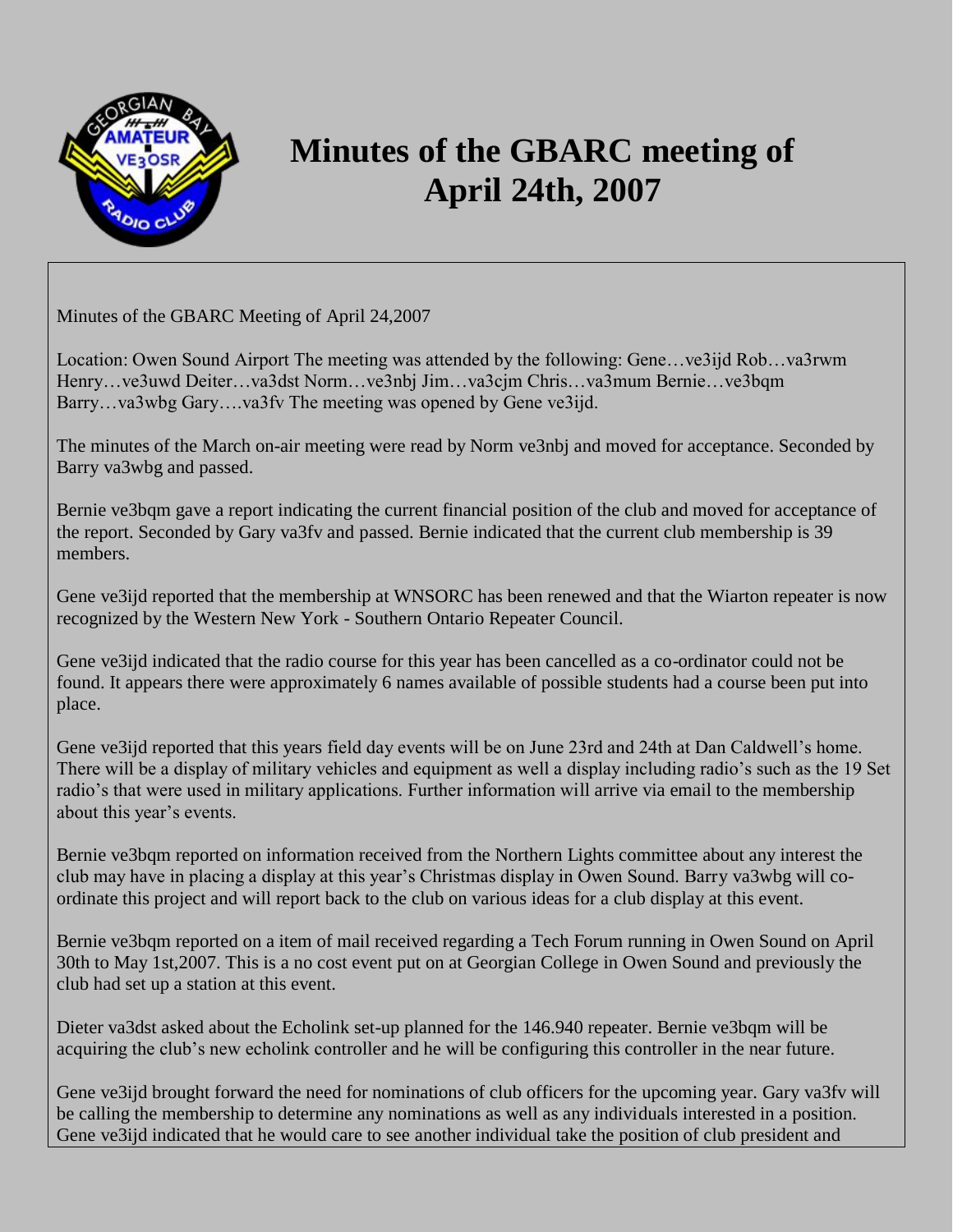# Minutes of the GBARC meeting of April 24th, 2007

Minutes of the GBARC Meeting of April 24,2007

Location: Owen Sound Airport The meeting was attended by the following: Gene…ve3ijd Rob…va3rwm Henry…ve3uwd Deiter…va3dst Norm…ve3nbj Jim…va3cjm Chris…va3mum Bernie…ve3bqm Barry…va3wbg Gary….va3fv The meeting was opened by Gene ve3ijd.

The minutes of the March on-air meeting were read by Norm ve3nbj and moved for acceptance. Seconded by Barry va3wbg and passed.

Bernie ve3bqm gave a report indicating the current financial position of the club and moved for acceptance of the report. Seconded by Gary va3fv and passed. Bernie indicated that the current club membership is 39 members.

Gene ve3ijd reported that the membership at WNSORC has been renewed and that the Wiarton repeater is now recognized by the Western New York - Southern Ontario Repeater Council.

Gene ve3ijd indicated that the radio course for this year has been cancelled as a co-ordinator could not be found. It appears there were approximately 6 names available of possible students had a course been put into place.

Gene ve3ijd reported that this years field day events will be on June 23rd and 24th at Dan Caldwell's home. There will be a display of military vehicles and equipment as well a display including radio's such as the 19 Set radio's that were used in military applications. Further information will arrive via email to the membership about this year's events.

Bernie ve3bqm reported on information received from the Northern Lights committee about any interest the club may have in placing a display at this year's Christmas display in Owen Sound. Barry va3wbg will co-ordinate this project and will report back to the club on various ideas for a club display at this event.

Bernie ve3bqm reported on a item of mail received regarding a Tech Forum running in Owen Sound on April 30th to May 1st,2007. This is a no cost event put on at Georgian College in Owen Sound and previously the club had set up a station at this event.

Dieter va3dst asked about the Echolink set-up planned for the 146.940 repeater. Bernie ve3bqm will be acquiring the club's new echolink controller and he will be configuring this controller in the near future.

Gene ve3ijd brought forward the need for nominations of club officers for the upcoming year. Gary va3fv will be calling the membership to determine any nominations as well as any individuals interested in a position. Gene ve3ijd indicated that he would care to see another individual take the position of club president and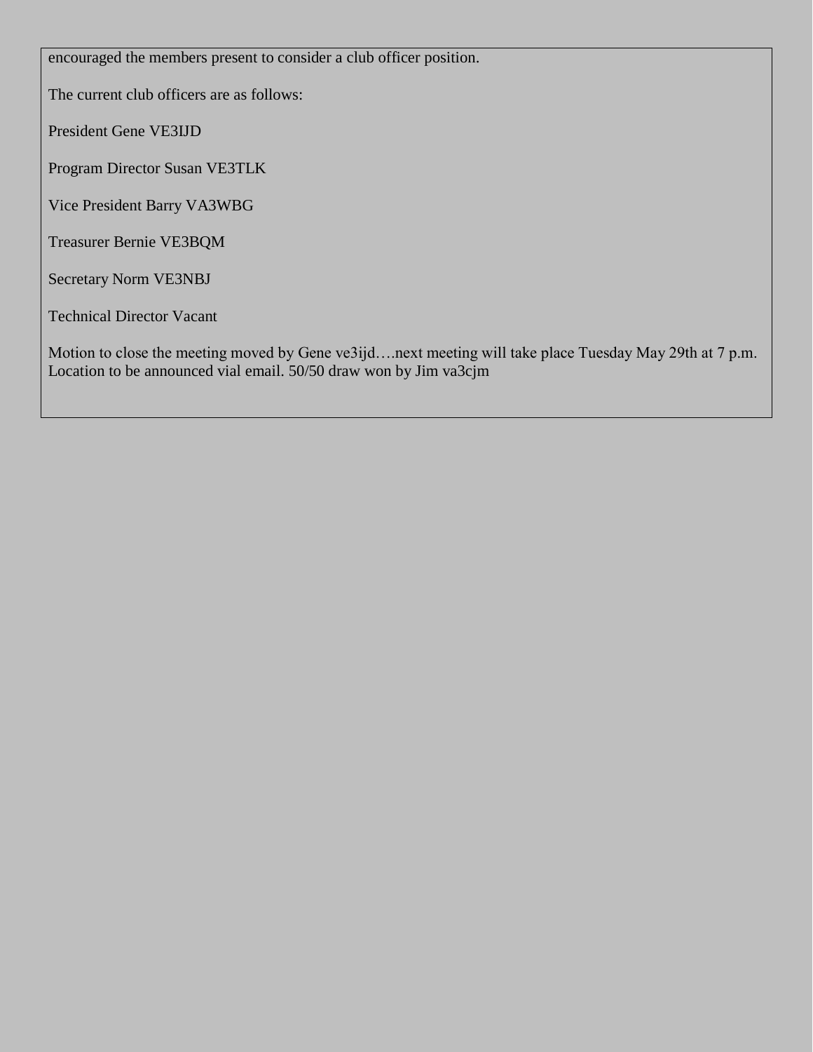encouraged the members present to consider a club officer position.

The current club officers are as follows:

President Gene VE3IJD

Program Director Susan VE3TLK

Vice President Barry VA3WBG

Treasurer Bernie VE3BQM

Secretary Norm VE3NBJ

Technical Director Vacant

Motion to close the meeting moved by Gene ve3ijd….next meeting will take place Tuesday May 29th at 7 p.m. Location to be announced vial email. 50/50 draw won by Jim va3cjm